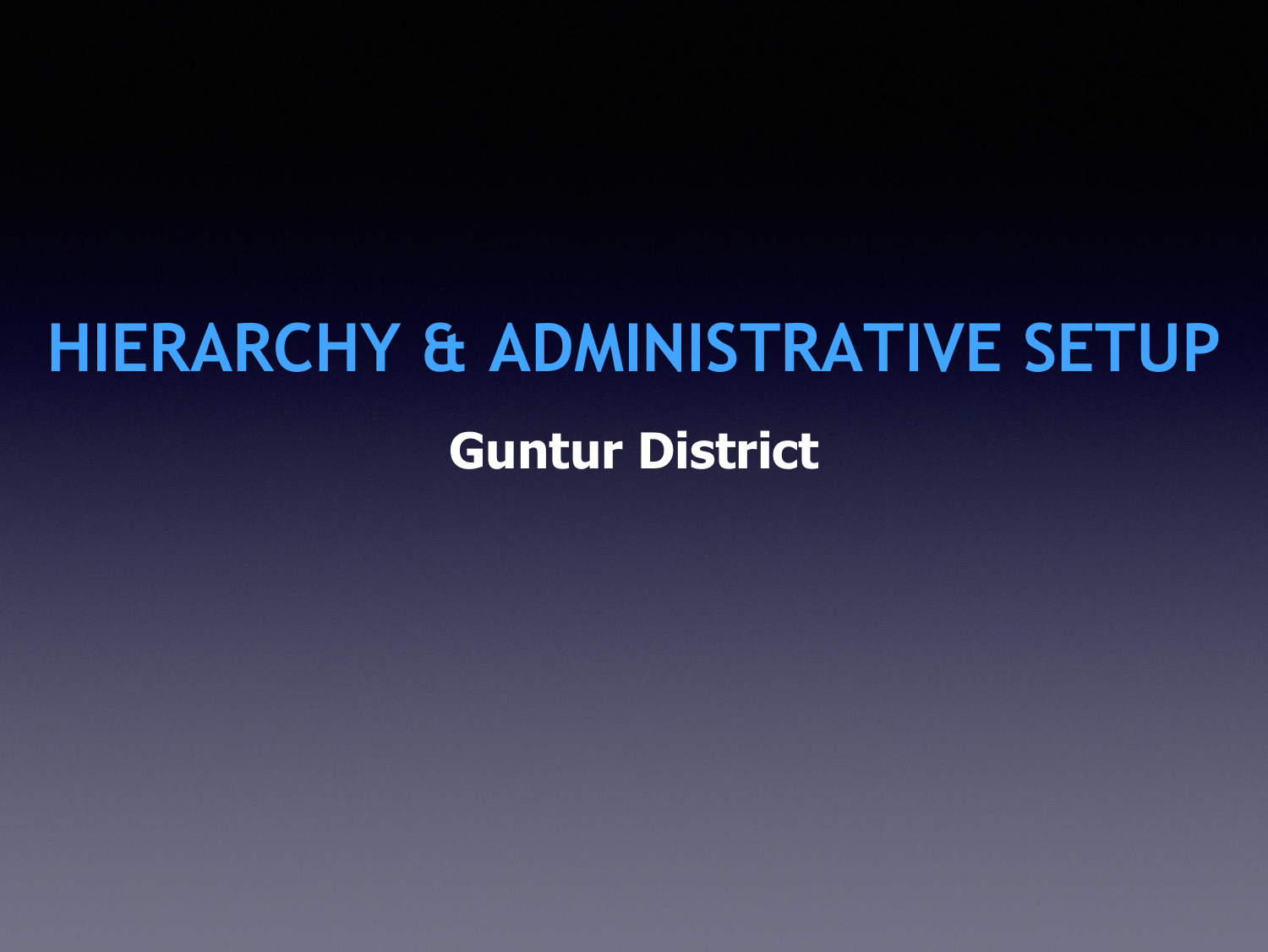# HIERARCHY & ADMINISTRATIVE SETUP

**Guntur District**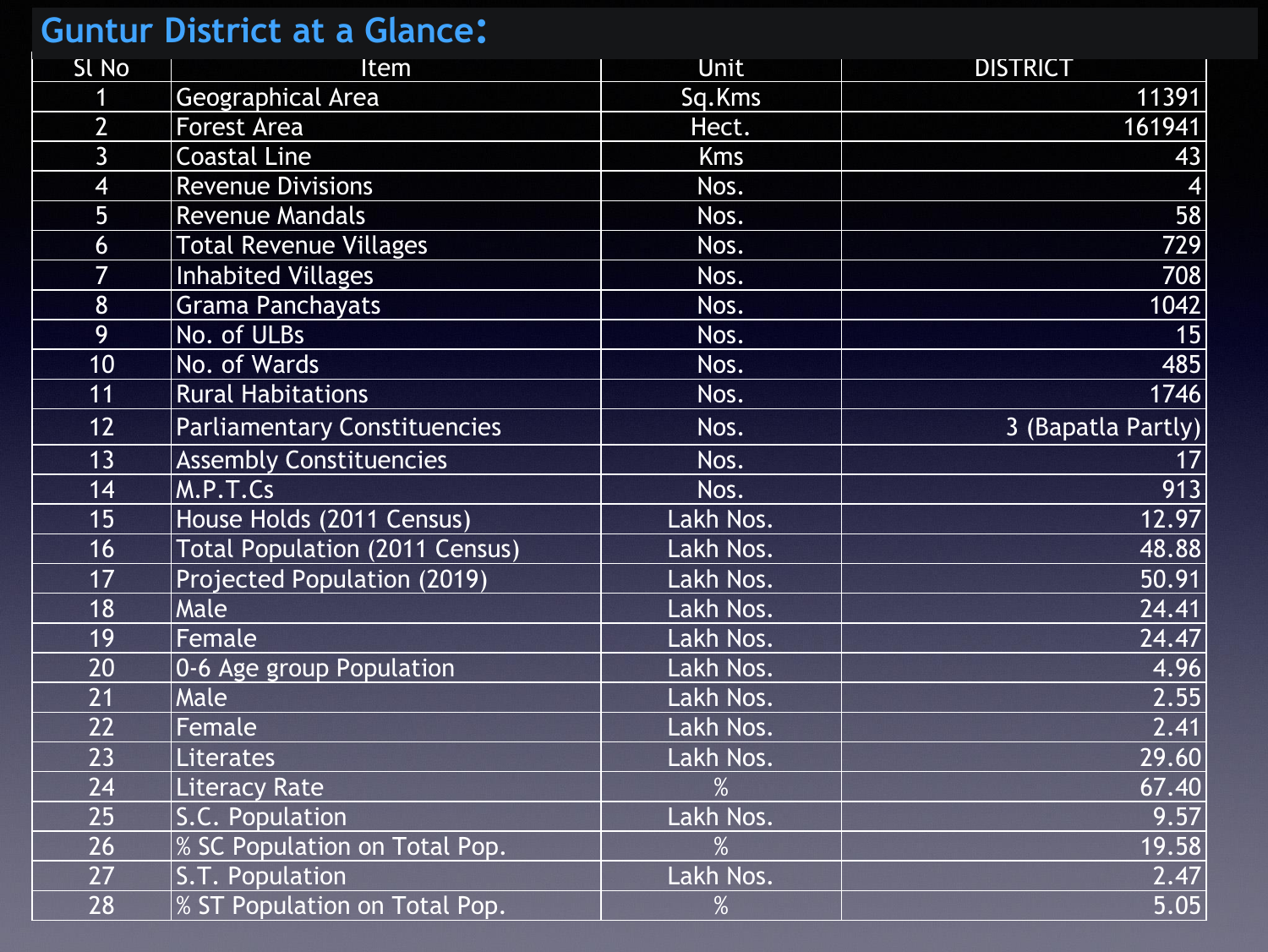# Guntur District at a Glance:

| Sl No | Item | Unit | DISTRICT |
|---|---|---|---|
| 1 | Geographical Area | Sq.Kms | 11391 |
| 2 | Forest Area | Hect. | 161941 |
| 3 | Coastal Line | Kms | 43 |
| 4 | Revenue Divisions | Nos. | 4 |
| 5 | Revenue Mandals | Nos. | 58 |
| 6 | Total Revenue Villages | Nos. | 729 |
| 7 | Inhabited Villages | Nos. | 708 |
| 8 | Grama Panchayats | Nos. | 1042 |
| 9 | No. of ULBs | Nos. | 15 |
| 10 | No. of Wards | Nos. | 485 |
| 11 | Rural Habitations | Nos. | 1746 |
| 12 | Parliamentary Constituencies | Nos. | 3 (Bapatla Partly) |
| 13 | Assembly Constituencies | Nos. | 17 |
| 14 | M.P.T.Cs | Nos. | 913 |
| 15 | House Holds (2011 Census) | Lakh Nos. | 12.97 |
| 16 | Total Population (2011 Census) | Lakh Nos. | 48.88 |
| 17 | Projected Population (2019) | Lakh Nos. | 50.91 |
| 18 | Male | Lakh Nos. | 24.41 |
| 19 | Female | Lakh Nos. | 24.47 |
| 20 | 0-6 Age group Population | Lakh Nos. | 4.96 |
| 21 | Male | Lakh Nos. | 2.55 |
| 22 | Female | Lakh Nos. | 2.41 |
| 23 | Literates | Lakh Nos. | 29.60 |
| 24 | Literacy Rate | % | 67.40 |
| 25 | S.C. Population | Lakh Nos. | 9.57 |
| 26 | % SC Population on Total Pop. | % | 19.58 |
| 27 | S.T. Population | Lakh Nos. | 2.47 |
| 28 | % ST Population on Total Pop. | % | 5.05 |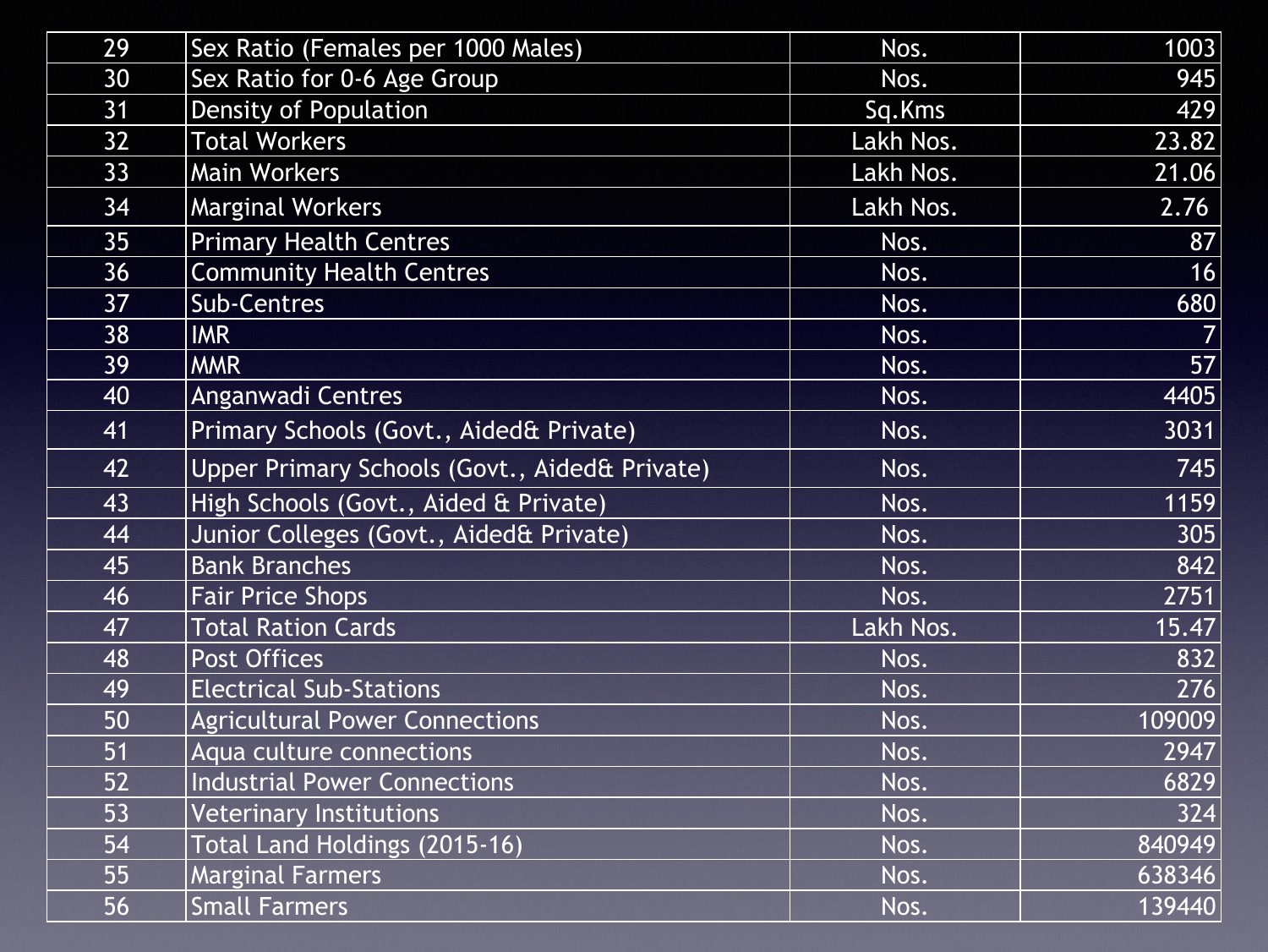| 29 | Sex Ratio (Females per 1000 Males) | Nos. | 1003 |
|---|---|---|---|
| 30 | Sex Ratio for 0-6 Age Group | Nos. | 945 |
| 31 | Density of Population | Sq.Kms | 429 |
| 32 | Total Workers | Lakh Nos. | 23.82 |
| 33 | Main Workers | Lakh Nos. | 21.06 |
| 34 | Marginal Workers | Lakh Nos. | 2.76 |
| 35 | Primary Health Centres | Nos. | 87 |
| 36 | Community Health Centres | Nos. | 16 |
| 37 | Sub-Centres | Nos. | 680 |
| 38 | IMR | Nos. | 7 |
| 39 | MMR | Nos. | 57 |
| 40 | Anganwadi Centres | Nos. | 4405 |
| 41 | Primary Schools (Govt., Aided& Private) | Nos. | 3031 |
| 42 | Upper Primary Schools (Govt., Aided& Private) | Nos. | 745 |
| 43 | High Schools (Govt., Aided & Private) | Nos. | 1159 |
| 44 | Junior Colleges (Govt., Aided& Private) | Nos. | 305 |
| 45 | Bank Branches | Nos. | 842 |
| 46 | Fair Price Shops | Nos. | 2751 |
| 47 | Total Ration Cards | Lakh Nos. | 15.47 |
| 48 | Post Offices | Nos. | 832 |
| 49 | Electrical Sub-Stations | Nos. | 276 |
| 50 | Agricultural Power Connections | Nos. | 109009 |
| 51 | Aqua culture connections | Nos. | 2947 |
| 52 | Industrial Power Connections | Nos. | 6829 |
| 53 | Veterinary Institutions | Nos. | 324 |
| 54 | Total Land Holdings (2015-16) | Nos. | 840949 |
| 55 | Marginal Farmers | Nos. | 638346 |
| 56 | Small Farmers | Nos. | 139440 |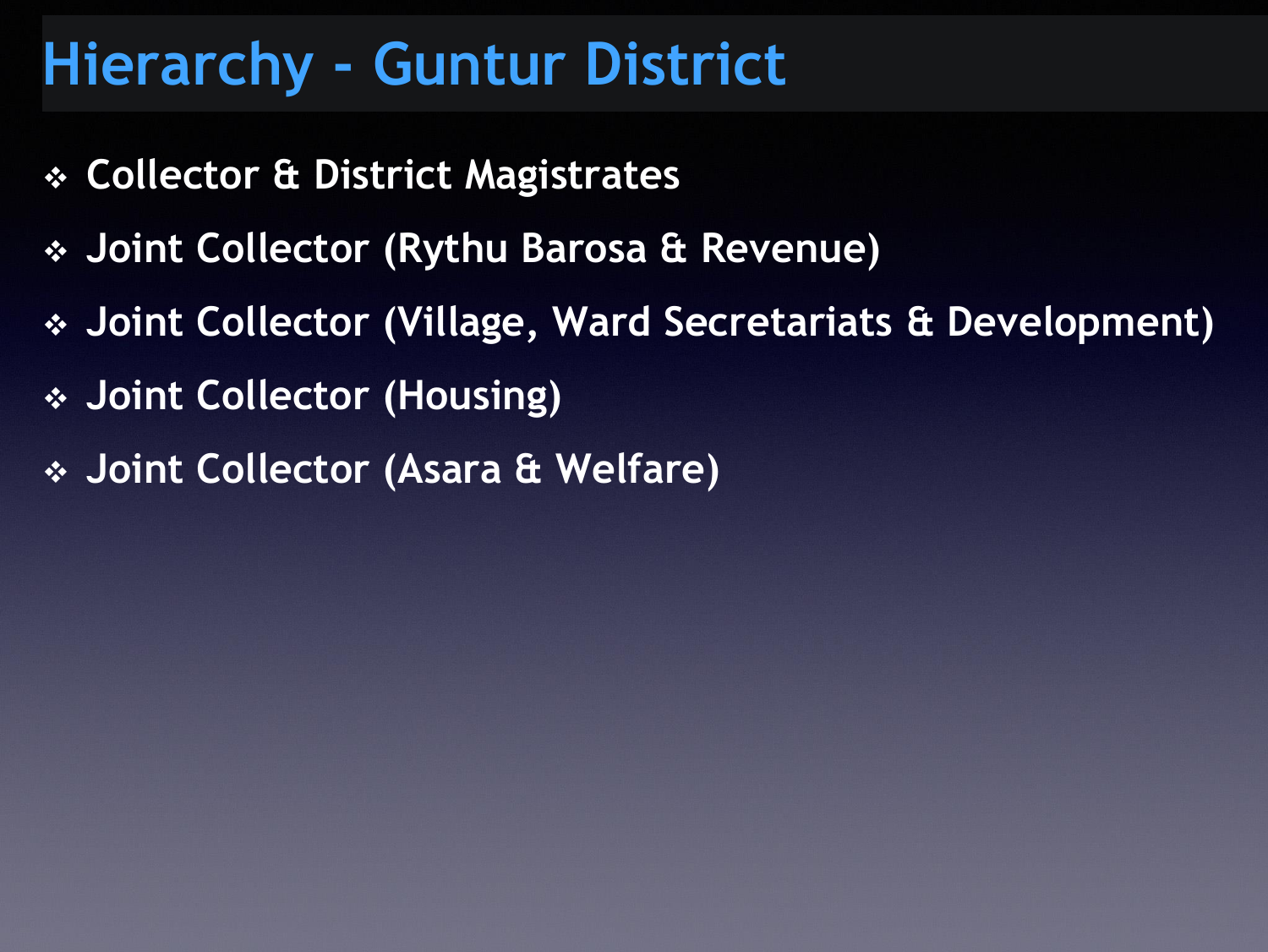# Hierarchy - Guntur District

- Collector & District Magistrates
- Joint Collector (Rythu Barosa & Revenue)
- Joint Collector (Village, Ward Secretariats & Development)
- Joint Collector (Housing)
- Joint Collector (Asara & Welfare)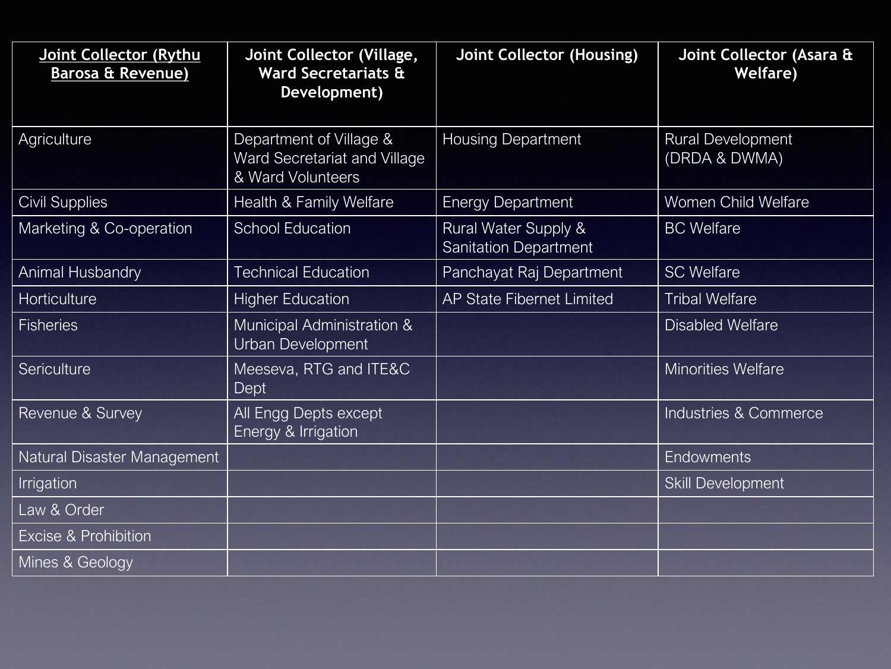| Joint Collector (Rythu Barosa & Revenue) | Joint Collector (Village, Ward Secretariats & Development) | Joint Collector (Housing) | Joint Collector (Asara & Welfare) |
|---|---|---|---|
| Agriculture | Department of Village & Ward Secretariat and Village & Ward Volunteers | Housing Department | Rural Development (DRDA & DWMA) |
| Civil Supplies | Health & Family Welfare | Energy Department | Women Child Welfare |
| Marketing & Co-operation | School Education | Rural Water Supply & Sanitation Department | BC Welfare |
| Animal Husbandry | Technical Education | Panchayat Raj Department | SC Welfare |
| Horticulture | Higher Education | AP State Fibernet Limited | Tribal Welfare |
| Fisheries | Municipal Administration & Urban Development | | Disabled Welfare |
| Sericulture | Meeseva, RTG and ITE&C Dept | | Minorities Welfare |
| Revenue & Survey | All Engg Depts except Energy & Irrigation | | Industries & Commerce |
| Natural Disaster Management | | | Endowments |
| Irrigation | | | Skill Development |
| Law & Order | | | |
| Excise & Prohibition | | | |
| Mines & Geology | | | |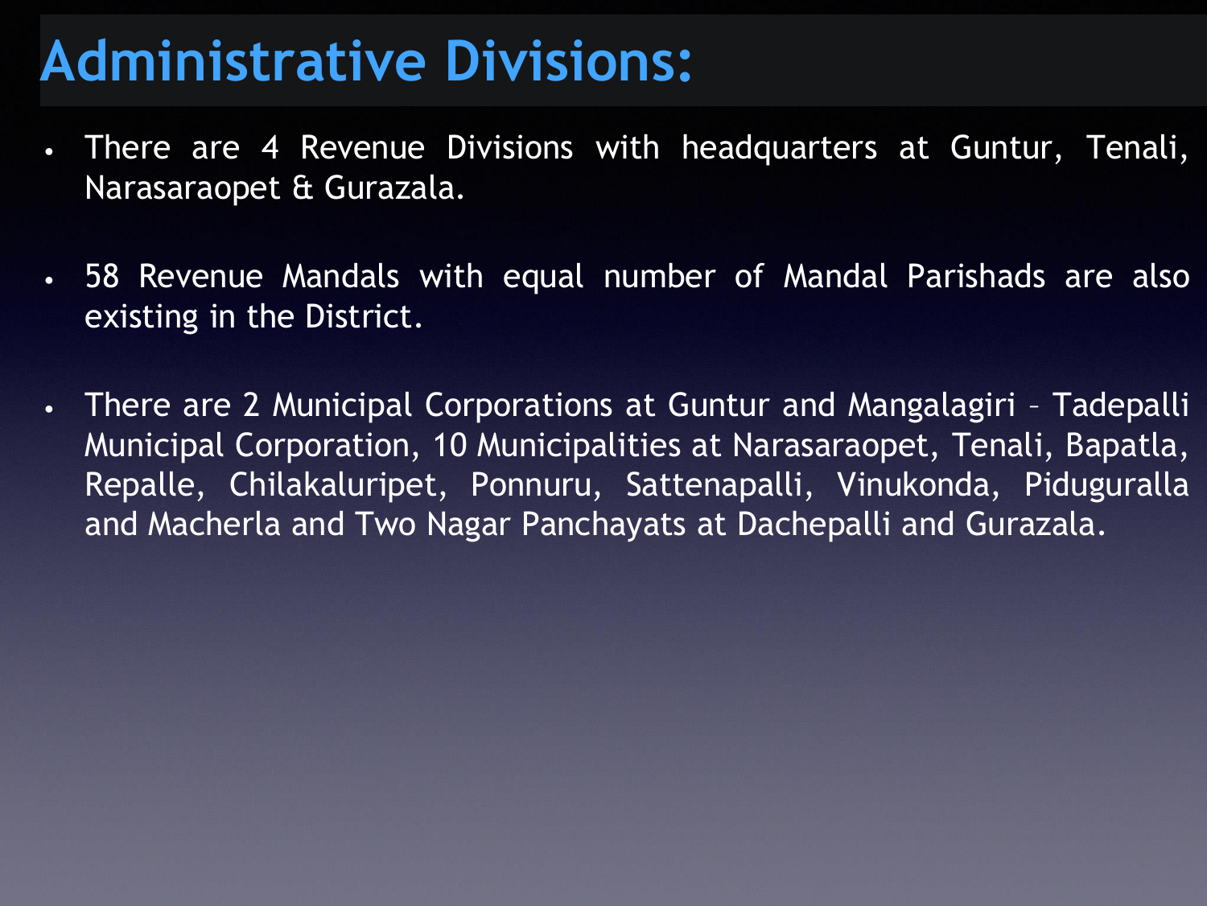# Administrative Divisions:

- There are 4 Revenue Divisions with headquarters at Guntur, Tenali, Narasaraopet & Gurazala.
- 58 Revenue Mandals with equal number of Mandal Parishads are also existing in the District.
- There are 2 Municipal Corporations at Guntur and Mangalagiri – Tadepalli Municipal Corporation, 10 Municipalities at Narasaraopet, Tenali, Bapatla, Repalle, Chilakaluripet, Ponnuru, Sattenapalli, Vinukonda, Piduguralla and Macherla and Two Nagar Panchayats at Dachepalli and Gurazala.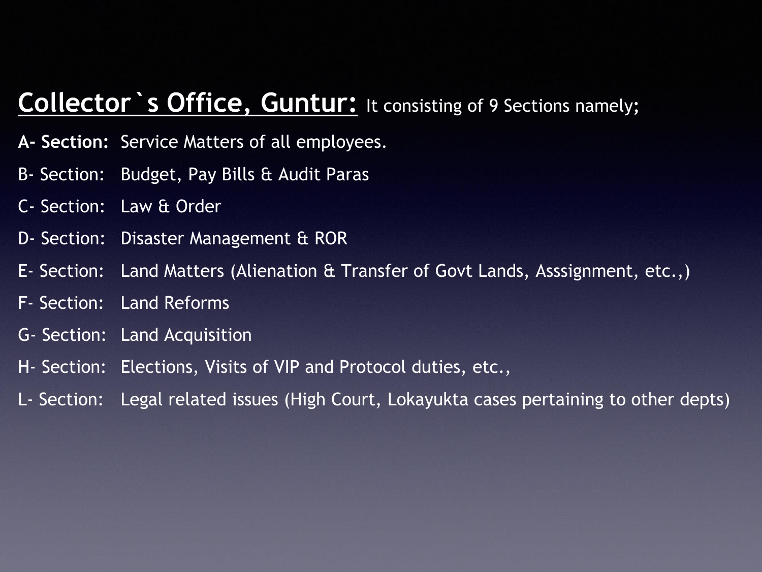**<u>Collector`s Office, Guntur:</u>** It consisting of 9 Sections namely;

**A- Section:** Service Matters of all employees.

B- Section: Budget, Pay Bills & Audit Paras

C- Section: Law & Order

D- Section: Disaster Management & ROR

E- Section: Land Matters (Alienation & Transfer of Govt Lands, Asssignment, etc.,)

F- Section: Land Reforms

G- Section: Land Acquisition

H- Section: Elections, Visits of VIP and Protocol duties, etc.,

L- Section: Legal related issues (High Court, Lokayukta cases pertaining to other depts)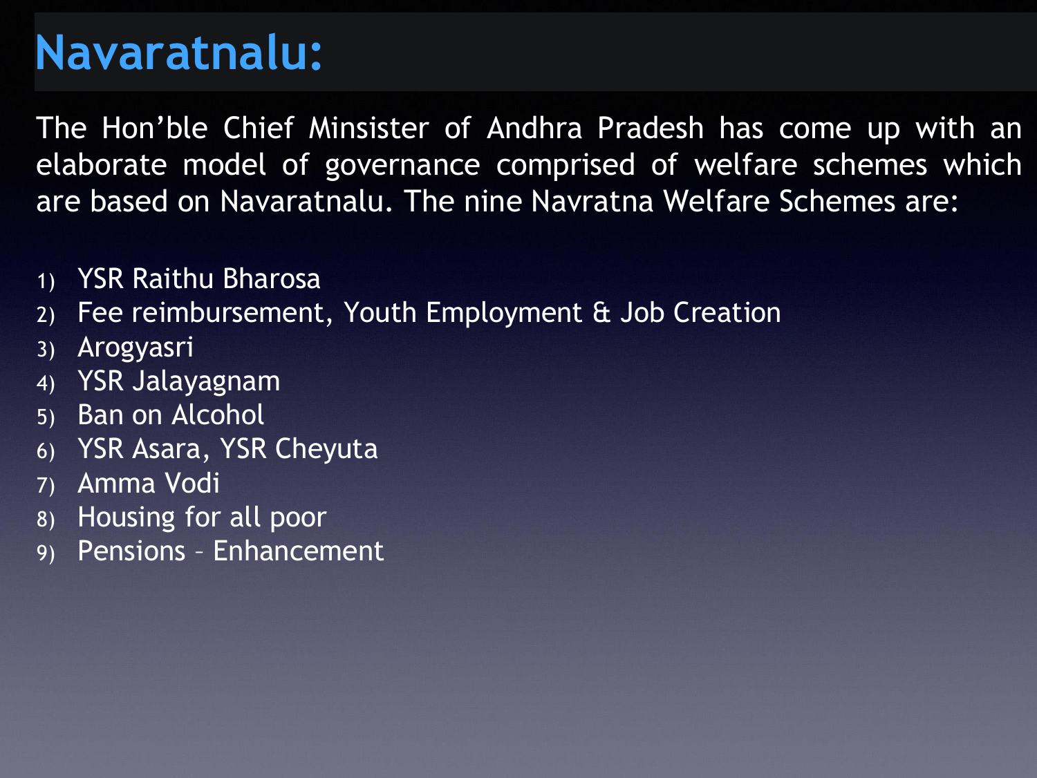# Navaratnalu:

The Hon'ble Chief Minsister of Andhra Pradesh has come up with an elaborate model of governance comprised of welfare schemes which are based on Navaratnalu. The nine Navratna Welfare Schemes are:

1) YSR Raithu Bharosa
2) Fee reimbursement, Youth Employment & Job Creation
3) Arogyasri
4) YSR Jalayagnam
5) Ban on Alcohol
6) YSR Asara, YSR Cheyuta
7) Amma Vodi
8) Housing for all poor
9) Pensions – Enhancement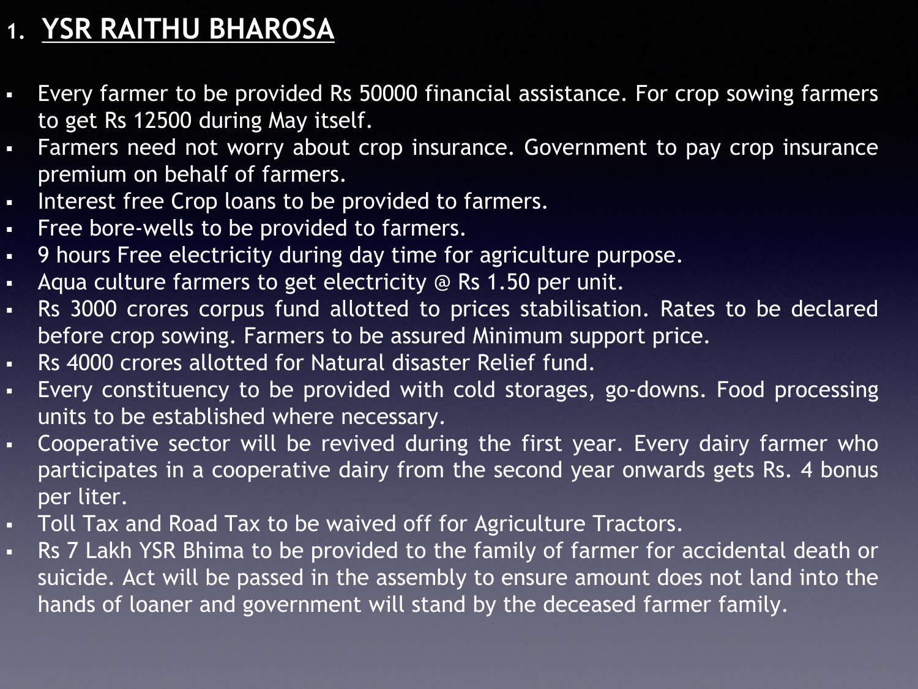# 1. YSR RAITHU BHAROSA

- Every farmer to be provided Rs 50000 financial assistance. For crop sowing farmers to get Rs 12500 during May itself.
- Farmers need not worry about crop insurance. Government to pay crop insurance premium on behalf of farmers.
- Interest free Crop loans to be provided to farmers.
- Free bore-wells to be provided to farmers.
- 9 hours Free electricity during day time for agriculture purpose.
- Aqua culture farmers to get electricity @ Rs 1.50 per unit.
- Rs 3000 crores corpus fund allotted to prices stabilisation. Rates to be declared before crop sowing. Farmers to be assured Minimum support price.
- Rs 4000 crores allotted for Natural disaster Relief fund.
- Every constituency to be provided with cold storages, go-downs. Food processing units to be established where necessary.
- Cooperative sector will be revived during the first year. Every dairy farmer who participates in a cooperative dairy from the second year onwards gets Rs. 4 bonus per liter.
- Toll Tax and Road Tax to be waived off for Agriculture Tractors.
- Rs 7 Lakh YSR Bhima to be provided to the family of farmer for accidental death or suicide. Act will be passed in the assembly to ensure amount does not land into the hands of loaner and government will stand by the deceased farmer family.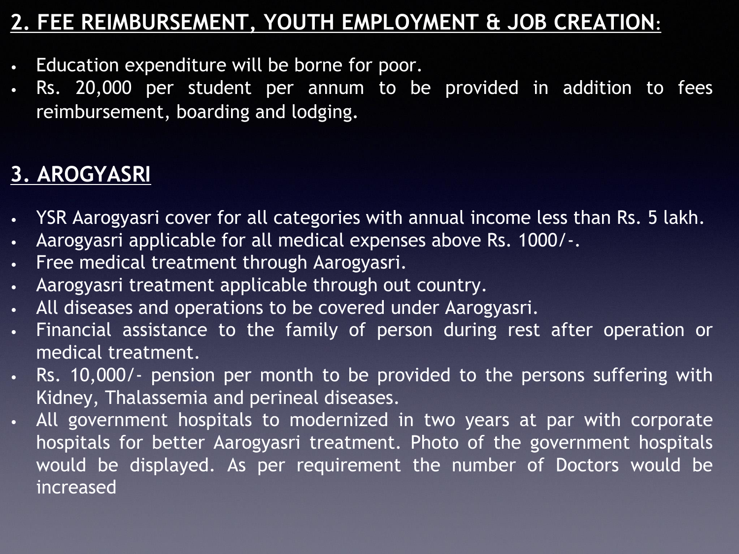## 2. FEE REIMBURSEMENT, YOUTH EMPLOYMENT & JOB CREATION:

- Education expenditure will be borne for poor.
- Rs. 20,000 per student per annum to be provided in addition to fees reimbursement, boarding and lodging.

## 3. AROGYASRI

- YSR Aarogyasri cover for all categories with annual income less than Rs. 5 lakh.
- Aarogyasri applicable for all medical expenses above Rs. 1000/-.
- Free medical treatment through Aarogyasri.
- Aarogyasri treatment applicable through out country.
- All diseases and operations to be covered under Aarogyasri.
- Financial assistance to the family of person during rest after operation or medical treatment.
- Rs. 10,000/- pension per month to be provided to the persons suffering with Kidney, Thalassemia and perineal diseases.
- All government hospitals to modernized in two years at par with corporate hospitals for better Aarogyasri treatment. Photo of the government hospitals would be displayed. As per requirement the number of Doctors would be increased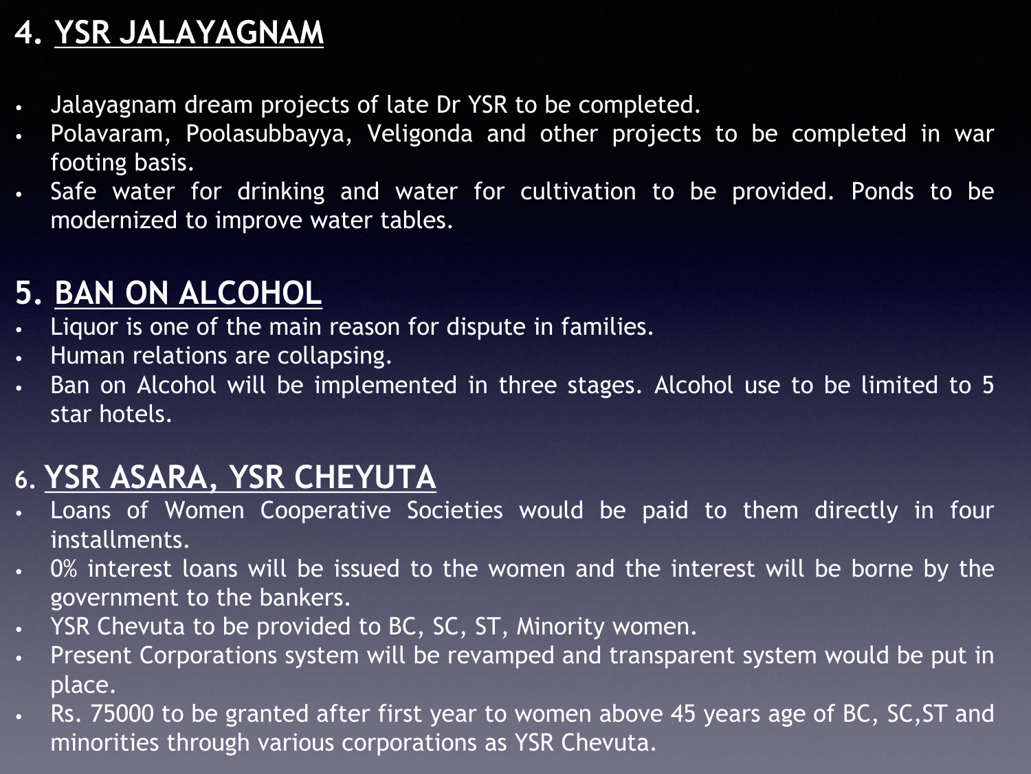## 4. YSR JALAYAGNAM

- Jalayagnam dream projects of late Dr YSR to be completed.
- Polavaram, Poolasubbayya, Veligonda and other projects to be completed in war footing basis.
- Safe water for drinking and water for cultivation to be provided. Ponds to be modernized to improve water tables.

## 5. BAN ON ALCOHOL

- Liquor is one of the main reason for dispute in families.
- Human relations are collapsing.
- Ban on Alcohol will be implemented in three stages. Alcohol use to be limited to 5 star hotels.

## 6. YSR ASARA, YSR CHEYUTA

- Loans of Women Cooperative Societies would be paid to them directly in four installments.
- 0% interest loans will be issued to the women and the interest will be borne by the government to the bankers.
- YSR Chevuta to be provided to BC, SC, ST, Minority women.
- Present Corporations system will be revamped and transparent system would be put in place.
- Rs. 75000 to be granted after first year to women above 45 years age of BC, SC,ST and minorities through various corporations as YSR Chevuta.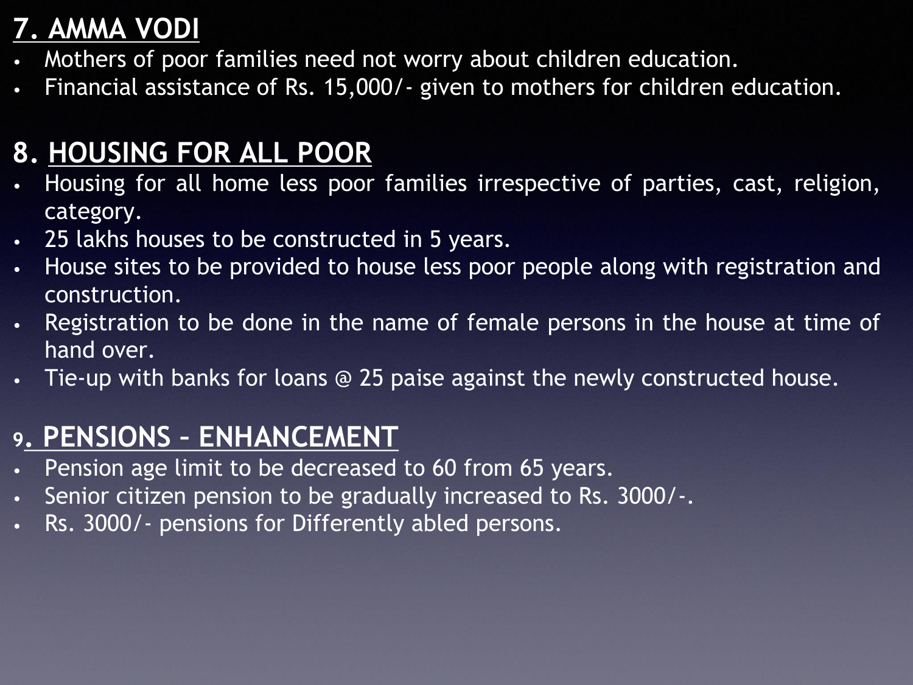## 7. AMMA VODI

- Mothers of poor families need not worry about children education.
- Financial assistance of Rs. 15,000/- given to mothers for children education.

## 8. HOUSING FOR ALL POOR

- Housing for all home less poor families irrespective of parties, cast, religion, category.
- 25 lakhs houses to be constructed in 5 years.
- House sites to be provided to house less poor people along with registration and construction.
- Registration to be done in the name of female persons in the house at time of hand over.
- Tie-up with banks for loans @ 25 paise against the newly constructed house.

## 9. PENSIONS – ENHANCEMENT

- Pension age limit to be decreased to 60 from 65 years.
- Senior citizen pension to be gradually increased to Rs. 3000/-.
- Rs. 3000/- pensions for Differently abled persons.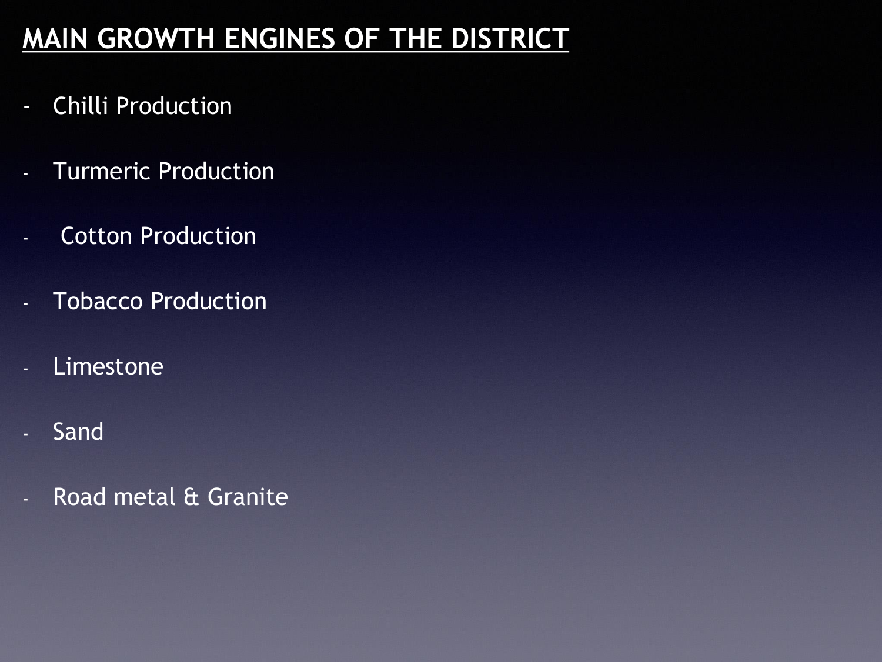# MAIN GROWTH ENGINES OF THE DISTRICT

- Chilli Production
- Turmeric Production
- Cotton Production
- Tobacco Production
- Limestone
- Sand
- Road metal & Granite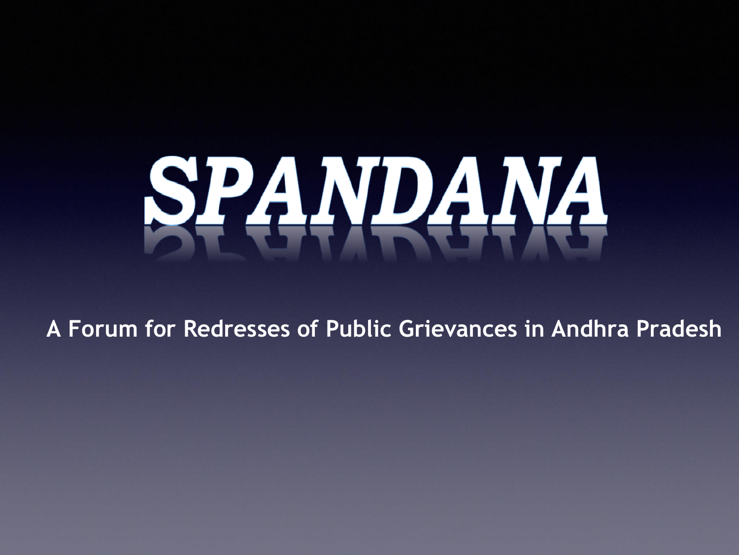# SPANDANA

A Forum for Redresses of Public Grievances in Andhra Pradesh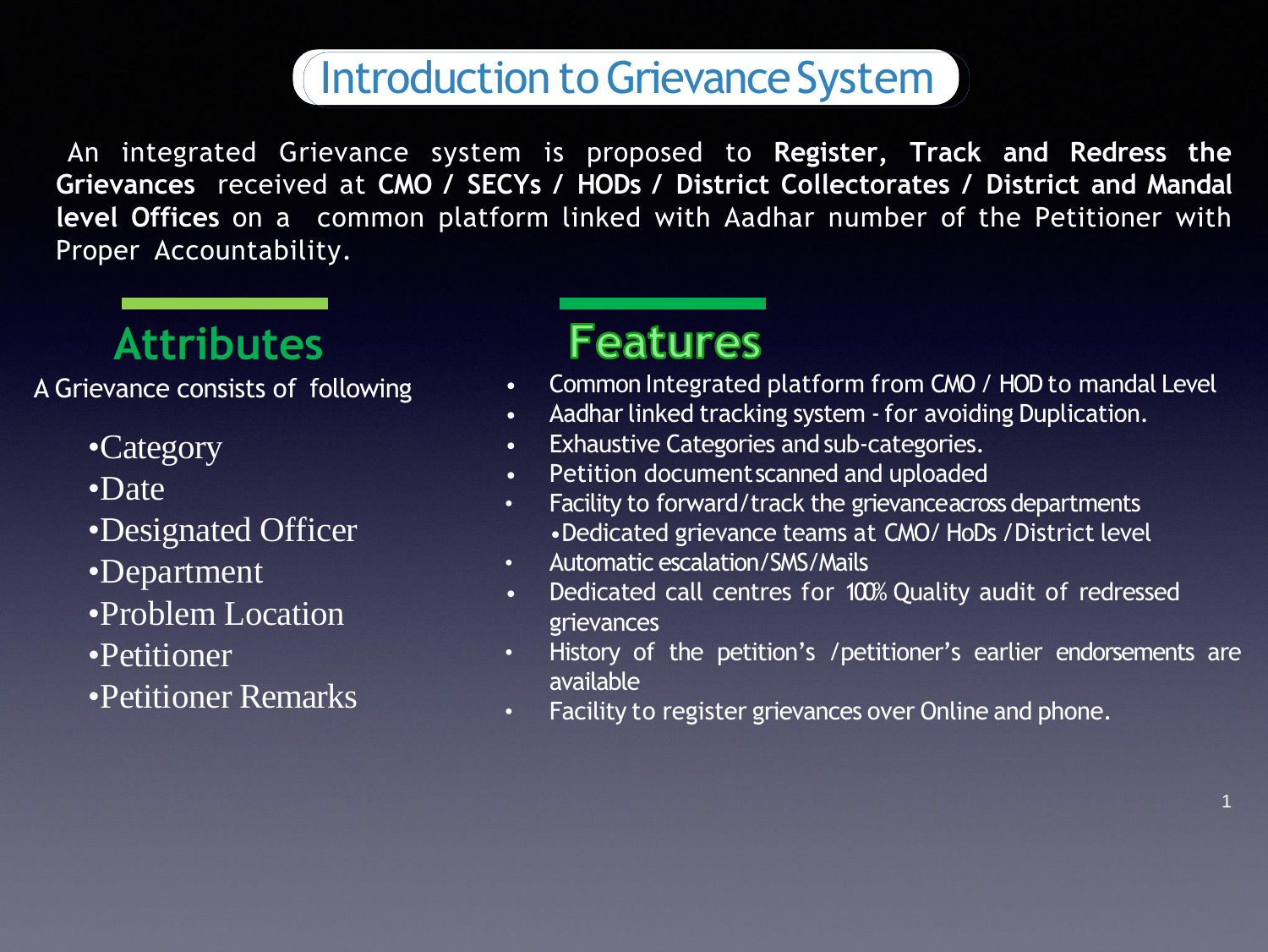# Introduction to Grievance System

An integrated Grievance system is proposed to **Register, Track and Redress the Grievances** received at **CMO / SECYs / HODs / District Collectorates / District and Mandal level Offices** on a common platform linked with Aadhar number of the Petitioner with Proper Accountability.

## Attributes

A Grievance consists of following

- Category
- Date
- Designated Officer
- Department
- Problem Location
- Petitioner
- Petitioner Remarks

## Features

- Common Integrated platform from CMO / HOD to mandal Level
- Aadhar linked tracking system - for avoiding Duplication.
- Exhaustive Categories and sub-categories.
- Petition document scanned and uploaded
- Facility to forward/track the grievance across departments
  - Dedicated grievance teams at CMO/ HoDs /District level
- Automatic escalation/SMS/Mails
- Dedicated call centres for 100% Quality audit of redressed grievances
- History of the petition's /petitioner's earlier endorsements are available
- Facility to register grievances over Online and phone.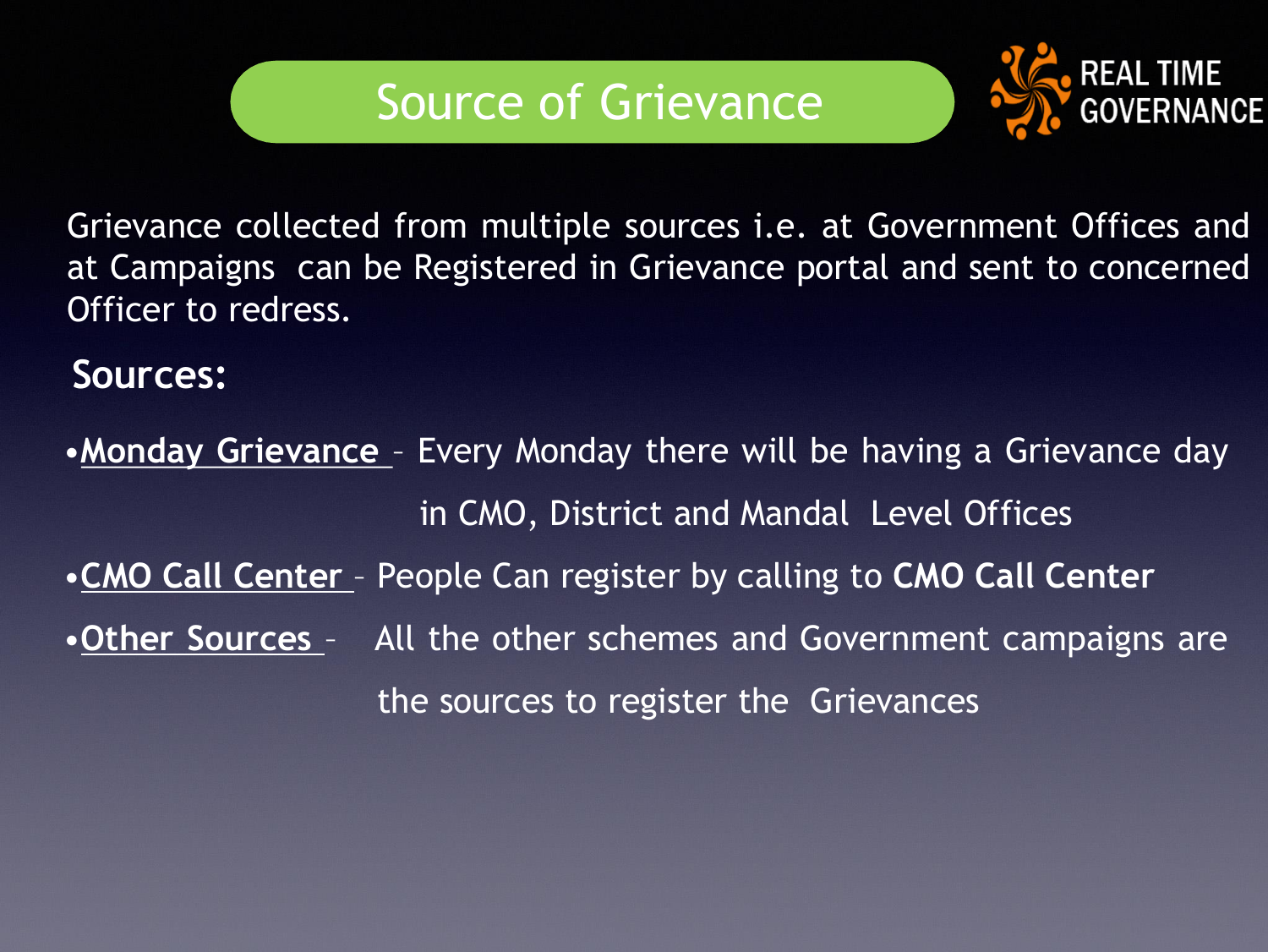# Source of Grievance

REAL TIME GOVERNANCE

Grievance collected from multiple sources i.e. at Government Offices and at Campaigns can be Registered in Grievance portal and sent to concerned Officer to redress.

## Sources:

- **Monday Grievance** – Every Monday there will be having a Grievance day in CMO, District and Mandal Level Offices
- **CMO Call Center** – People Can register by calling to **CMO Call Center**
- **Other Sources** – All the other schemes and Government campaigns are the sources to register the Grievances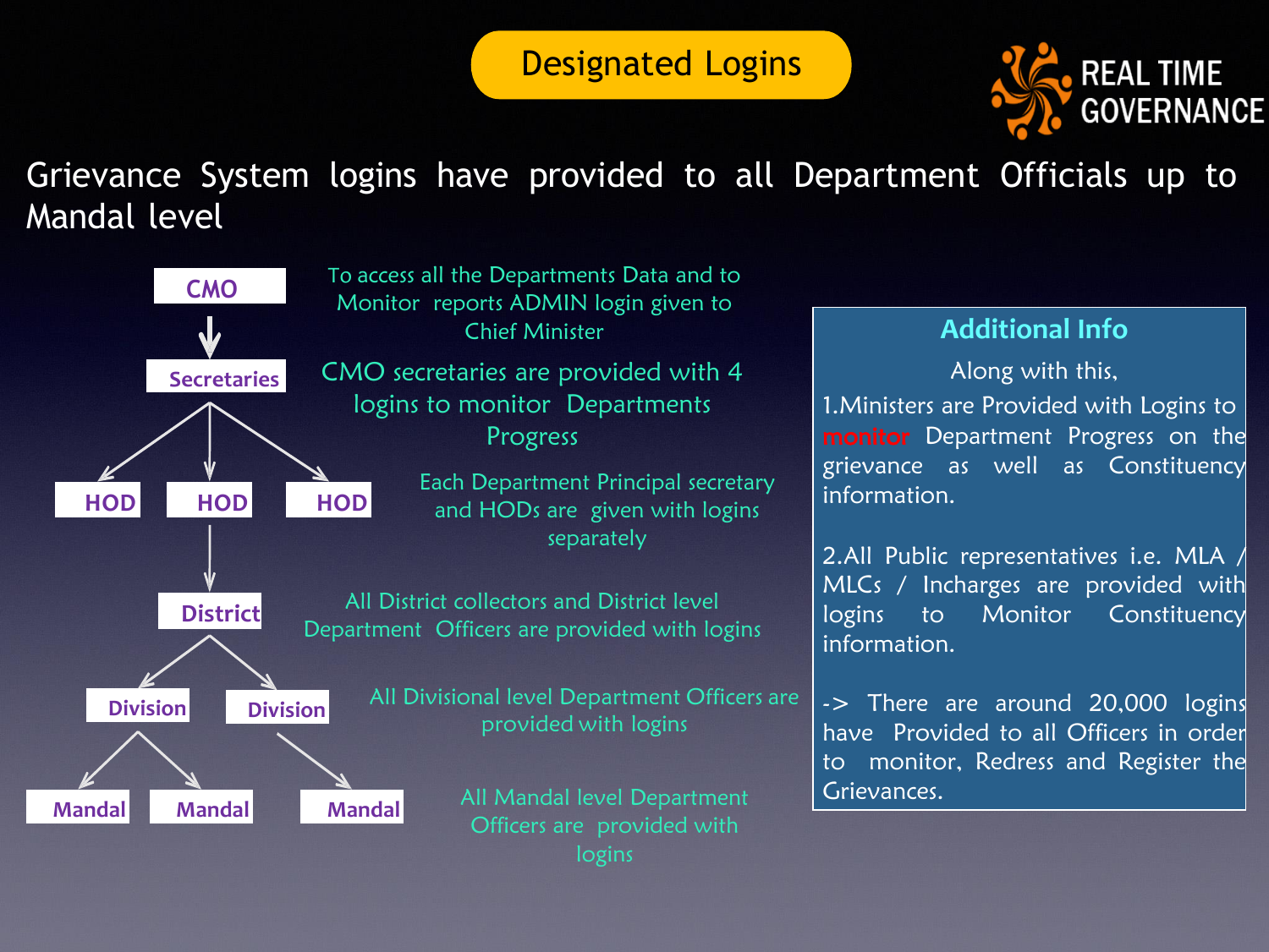# Designated Logins

REAL TIME GOVERNANCE

Grievance System logins have provided to all Department Officials up to Mandal level

- **CMO** — To access all the Departments Data and to Monitor reports ADMIN login given to Chief Minister
- **Secretaries** — CMO secretaries are provided with 4 logins to monitor Departments Progress
- **HOD** / **HOD** / **HOD** — Each Department Principal secretary and HODs are given with logins separately
- **District** — All District collectors and District level Department Officers are provided with logins
- **Division** / **Division** — All Divisional level Department Officers are provided with logins
- **Mandal** / **Mandal** / **Mandal** — All Mandal level Department Officers are provided with logins

## Additional Info

Along with this,

1. Ministers are Provided with Logins to monitor Department Progress on the grievance as well as Constituency information.

2. All Public representatives i.e. MLA / MLCs / Incharges are provided with logins to Monitor Constituency information.

-> There are around 20,000 logins have Provided to all Officers in order to monitor, Redress and Register the Grievances.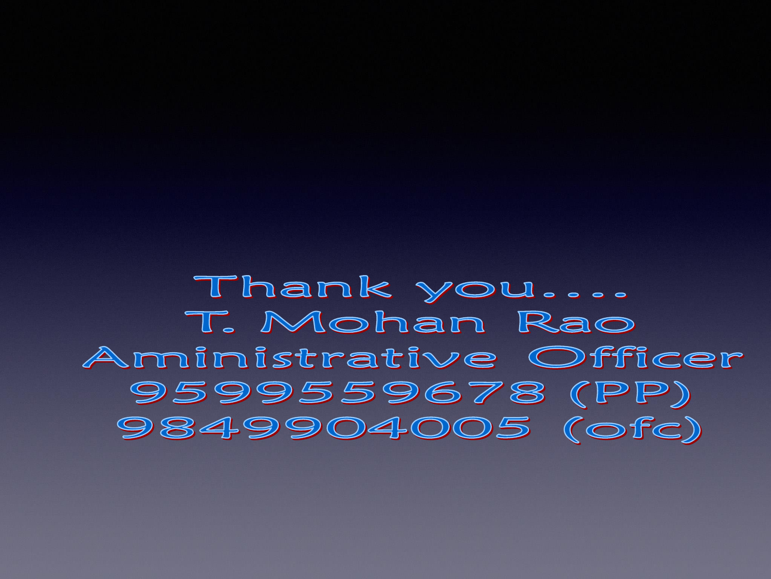Thank you....

T. Mohan Rao

Aministrative Officer

9599559678 (PP)

9849904005 (ofc)